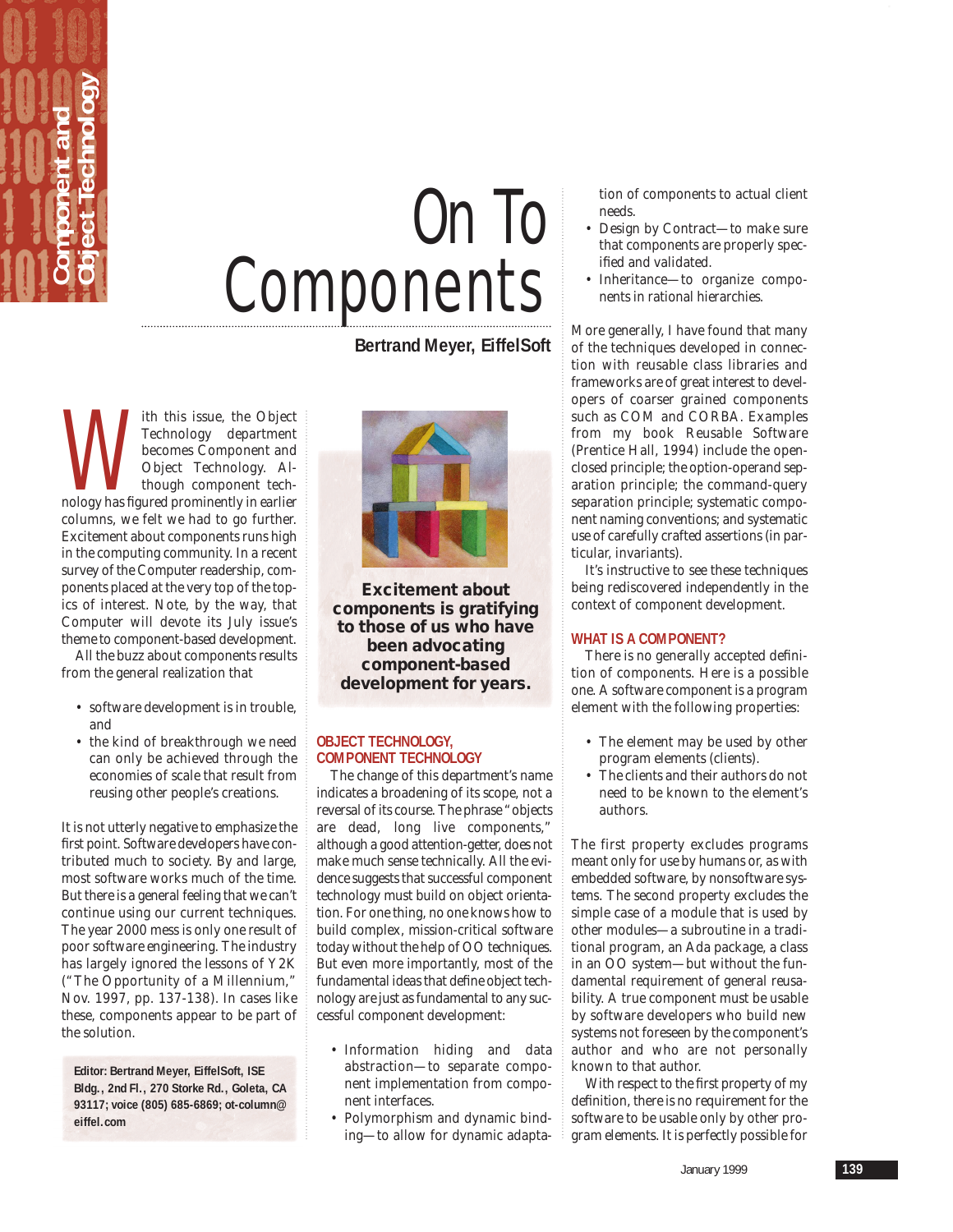# On To Components

**Bertrand Meyer, EiffelSoft**

With this issue, the Object Technology department becomes Component and Object Technology. Although component technology has figured prominently in earlier columns, we felt we had to go further. Excitement about components runs high in the computing community. In a recent survey of the Computer readership, components placed at the very top of the topics of interest. Note, by the way, that Computer will devote its July issue's theme to component-based development.

All the buzz about components results from the general realization that

- software development is in trouble, and
- the kind of breakthrough we need can only be achieved through the economies of scale that result from reusing other people's creations.

It is not utterly negative to emphasize the first point. Software developers have contributed much to society. By and large, most software works much of the time. But there is a general feeling that we can't continue using our current techniques. The year 2000 mess is only one result of poor software engineering. The industry has largely ignored the lessons of Y2K ("The Opportunity of a Millennium," Nov. 1997, pp. 137-138). In cases like these, components appear to be part of the solution.

**Editor: Bertrand Meyer, EiffelSoft, ISE Bldg., 2nd Fl., 270 Storke Rd., Goleta, CA 93117; voice (805) 685-6869; ot-column@eiffel.com**

**Excitement about components is gratifying to those of us who have been advocating component-based development for years.**

## OBJECT TECHNOLOGY, COMPONENT TECHNOLOGY

The change of this department's name indicates a broadening of its scope, not a reversal of its course. The phrase "objects are dead, long live components," although a good attention-getter, does not make much sense technically. All the evidence suggests that successful component technology must build on object orientation. For one thing, no one knows how to build complex, mission-critical software today without the help of OO techniques. But even more importantly, most of the fundamental ideas that define object technology are just as fundamental to any successful component development:

- Information hiding and data abstraction—to separate component implementation from component interfaces.
- Polymorphism and dynamic binding—to allow for dynamic adaptation of components to actual client needs.
- Design by Contract—to make sure that components are properly specified and validated.
- Inheritance—to organize components in rational hierarchies.

More generally, I have found that many of the techniques developed in connection with reusable class libraries and frameworks are of great interest to developers of coarser grained components such as COM and CORBA. Examples from my book Reusable Software (Prentice Hall, 1994) include the open-closed principle; the option-operand separation principle; the command-query separation principle; systematic component naming conventions; and systematic use of carefully crafted assertions (in particular, invariants).

It's instructive to see these techniques being rediscovered independently in the context of component development.

## WHAT IS A COMPONENT?

There is no generally accepted definition of components. Here is a possible one. A software component is a program element with the following properties:

- The element may be used by other program elements (clients).
- The clients and their authors do not need to be known to the element's authors.

The first property excludes programs meant only for use by humans or, as with embedded software, by nonsoftware systems. The second property excludes the simple case of a module that is used by other modules—a subroutine in a traditional program, an Ada package, a class in an OO system—but without the fundamental requirement of general reusability. A true component must be usable by software developers who build new systems not foreseen by the component's author and who are not personally known to that author.

With respect to the first property of my definition, there is no requirement for the software to be usable only by other program elements. It is perfectly possible for